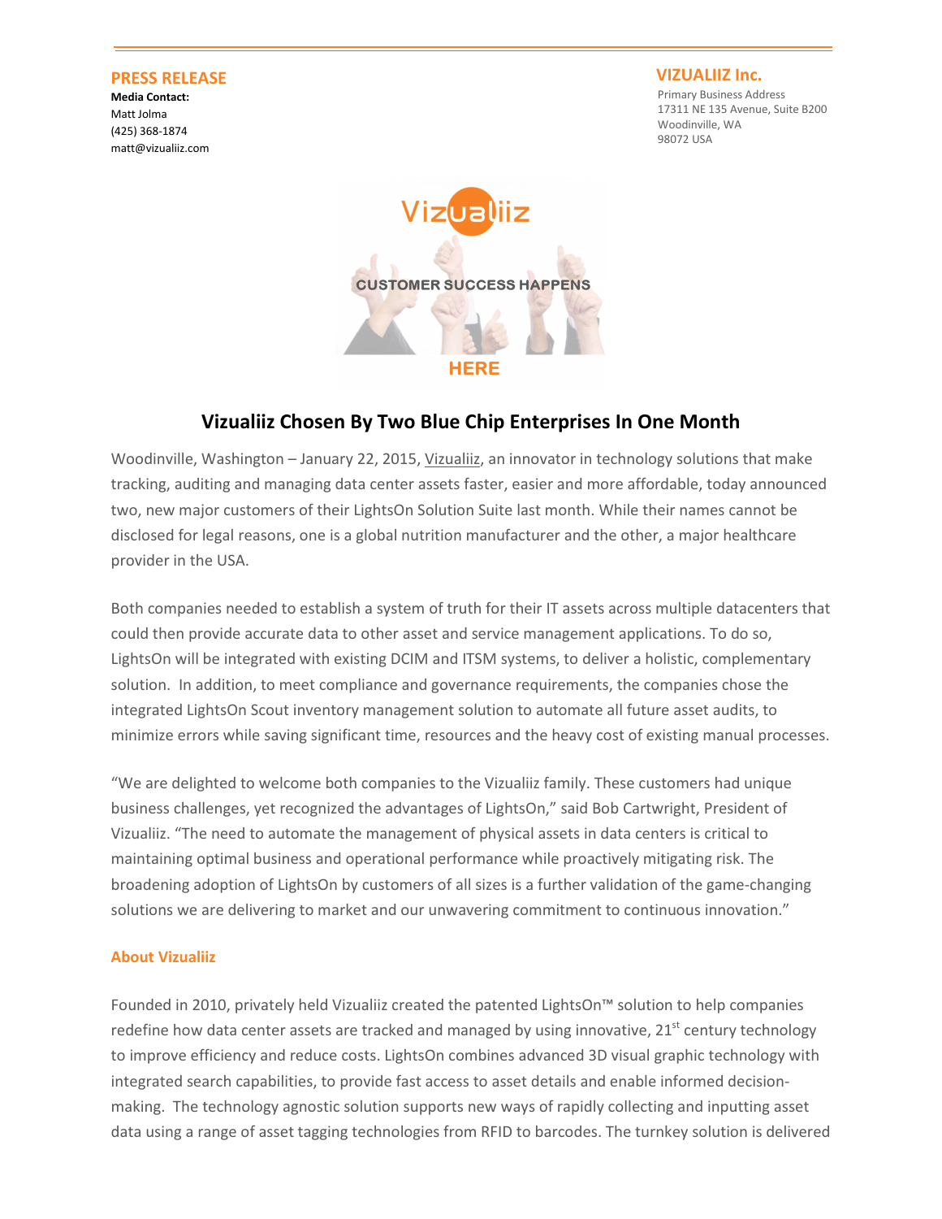**PRESS RELEASE**

**Media Contact:**
Matt Jolma
(425) 368-1874
matt@vizualiiz.com

**VIZUALIIZ Inc.**

Primary Business Address
17311 NE 135 Avenue, Suite B200
Woodinville, WA
98072 USA

# Vizualiiz Chosen By Two Blue Chip Enterprises In One Month

Woodinville, Washington – January 22, 2015, Vizualiiz, an innovator in technology solutions that make tracking, auditing and managing data center assets faster, easier and more affordable, today announced two, new major customers of their LightsOn Solution Suite last month. While their names cannot be disclosed for legal reasons, one is a global nutrition manufacturer and the other, a major healthcare provider in the USA.

Both companies needed to establish a system of truth for their IT assets across multiple datacenters that could then provide accurate data to other asset and service management applications. To do so, LightsOn will be integrated with existing DCIM and ITSM systems, to deliver a holistic, complementary solution. In addition, to meet compliance and governance requirements, the companies chose the integrated LightsOn Scout inventory management solution to automate all future asset audits, to minimize errors while saving significant time, resources and the heavy cost of existing manual processes.

"We are delighted to welcome both companies to the Vizualiiz family. These customers had unique business challenges, yet recognized the advantages of LightsOn," said Bob Cartwright, President of Vizualiiz. "The need to automate the management of physical assets in data centers is critical to maintaining optimal business and operational performance while proactively mitigating risk. The broadening adoption of LightsOn by customers of all sizes is a further validation of the game-changing solutions we are delivering to market and our unwavering commitment to continuous innovation."

## About Vizualiiz

Founded in 2010, privately held Vizualiiz created the patented LightsOn™ solution to help companies redefine how data center assets are tracked and managed by using innovative, 21st century technology to improve efficiency and reduce costs. LightsOn combines advanced 3D visual graphic technology with integrated search capabilities, to provide fast access to asset details and enable informed decision-making. The technology agnostic solution supports new ways of rapidly collecting and inputting asset data using a range of asset tagging technologies from RFID to barcodes. The turnkey solution is delivered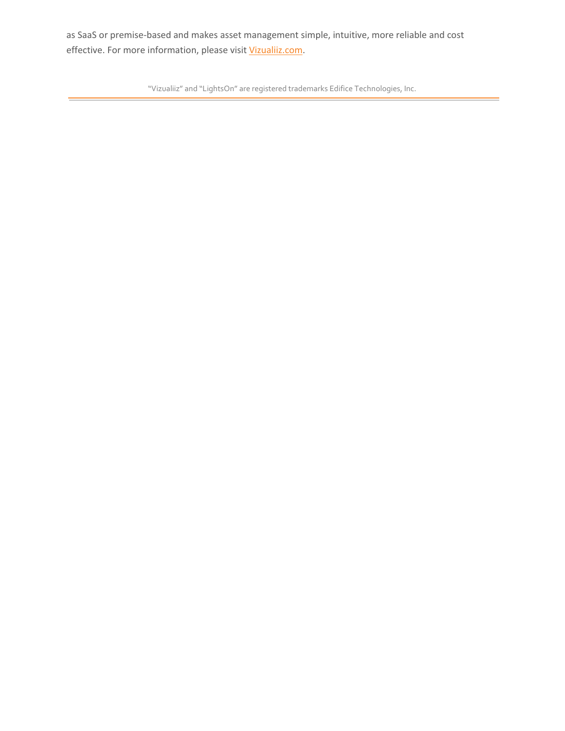as SaaS or premise-based and makes asset management simple, intuitive, more reliable and cost effective. For more information, please visit [Vizualiiz.com](http://Vizualiiz.com).

"Vizualiiz" and "LightsOn" are registered trademarks Edifice Technologies, Inc.